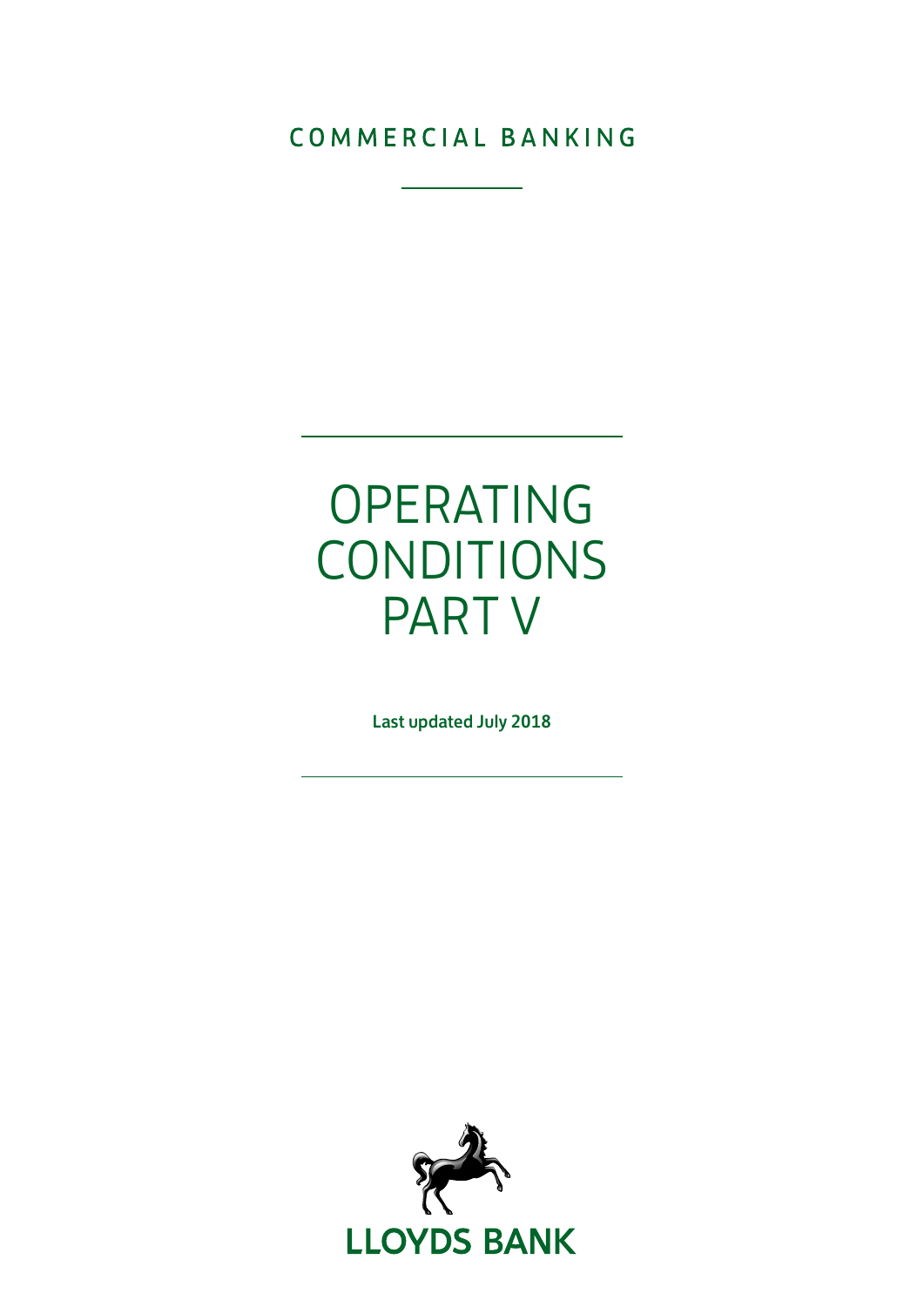COMMERCIAL BANKING

# OPERATING CONDITIONS PART V

**Last updated July 2018**

LLOYDS BANK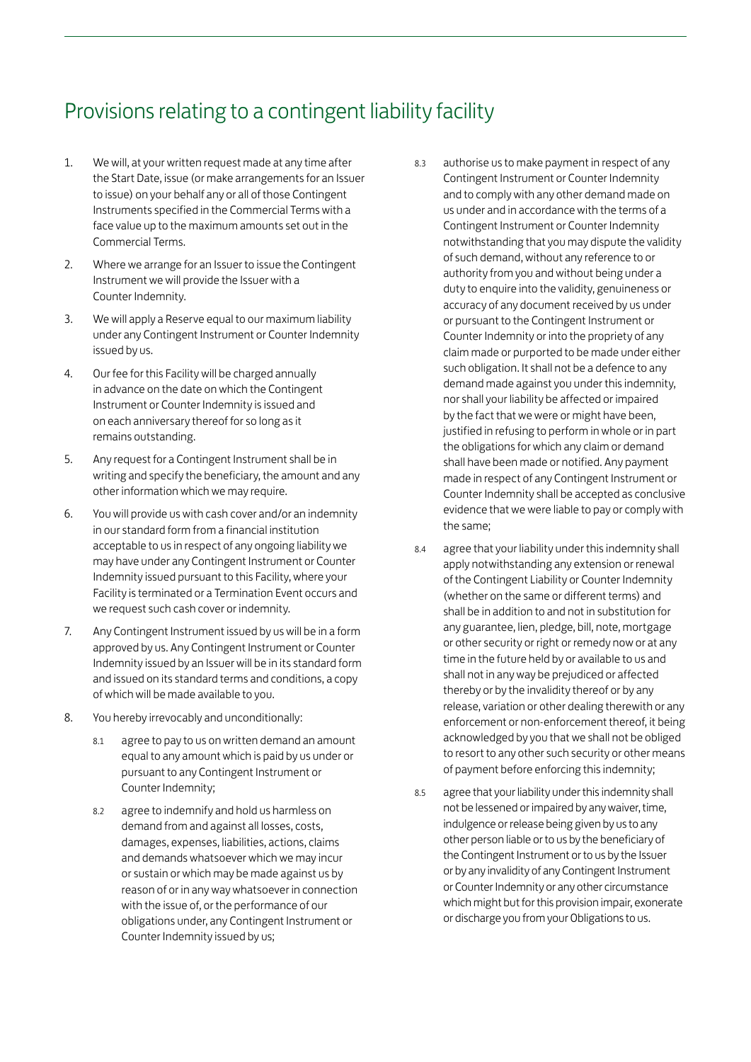# Provisions relating to a contingent liability facility

1. We will, at your written request made at any time after the Start Date, issue (or make arrangements for an Issuer to issue) on your behalf any or all of those Contingent Instruments specified in the Commercial Terms with a face value up to the maximum amounts set out in the Commercial Terms.
2. Where we arrange for an Issuer to issue the Contingent Instrument we will provide the Issuer with a Counter Indemnity.
3. We will apply a Reserve equal to our maximum liability under any Contingent Instrument or Counter Indemnity issued by us.
4. Our fee for this Facility will be charged annually in advance on the date on which the Contingent Instrument or Counter Indemnity is issued and on each anniversary thereof for so long as it remains outstanding.
5. Any request for a Contingent Instrument shall be in writing and specify the beneficiary, the amount and any other information which we may require.
6. You will provide us with cash cover and/or an indemnity in our standard form from a financial institution acceptable to us in respect of any ongoing liability we may have under any Contingent Instrument or Counter Indemnity issued pursuant to this Facility, where your Facility is terminated or a Termination Event occurs and we request such cash cover or indemnity.
7. Any Contingent Instrument issued by us will be in a form approved by us. Any Contingent Instrument or Counter Indemnity issued by an Issuer will be in its standard form and issued on its standard terms and conditions, a copy of which will be made available to you.
8. You hereby irrevocably and unconditionally:
   - 8.1 agree to pay to us on written demand an amount equal to any amount which is paid by us under or pursuant to any Contingent Instrument or Counter Indemnity;
   - 8.2 agree to indemnify and hold us harmless on demand from and against all losses, costs, damages, expenses, liabilities, actions, claims and demands whatsoever which we may incur or sustain or which may be made against us by reason of or in any way whatsoever in connection with the issue of, or the performance of our obligations under, any Contingent Instrument or Counter Indemnity issued by us;
   - 8.3 authorise us to make payment in respect of any Contingent Instrument or Counter Indemnity and to comply with any other demand made on us under and in accordance with the terms of a Contingent Instrument or Counter Indemnity notwithstanding that you may dispute the validity of such demand, without any reference to or authority from you and without being under a duty to enquire into the validity, genuineness or accuracy of any document received by us under or pursuant to the Contingent Instrument or Counter Indemnity or into the propriety of any claim made or purported to be made under either such obligation. It shall not be a defence to any demand made against you under this indemnity, nor shall your liability be affected or impaired by the fact that we were or might have been, justified in refusing to perform in whole or in part the obligations for which any claim or demand shall have been made or notified. Any payment made in respect of any Contingent Instrument or Counter Indemnity shall be accepted as conclusive evidence that we were liable to pay or comply with the same;
   - 8.4 agree that your liability under this indemnity shall apply notwithstanding any extension or renewal of the Contingent Liability or Counter Indemnity (whether on the same or different terms) and shall be in addition to and not in substitution for any guarantee, lien, pledge, bill, note, mortgage or other security or right or remedy now or at any time in the future held by or available to us and shall not in any way be prejudiced or affected thereby or by the invalidity thereof or by any release, variation or other dealing therewith or any enforcement or non-enforcement thereof, it being acknowledged by you that we shall not be obliged to resort to any other such security or other means of payment before enforcing this indemnity;
   - 8.5 agree that your liability under this indemnity shall not be lessened or impaired by any waiver, time, indulgence or release being given by us to any other person liable or to us by the beneficiary of the Contingent Instrument or to us by the Issuer or by any invalidity of any Contingent Instrument or Counter Indemnity or any other circumstance which might but for this provision impair, exonerate or discharge you from your Obligations to us.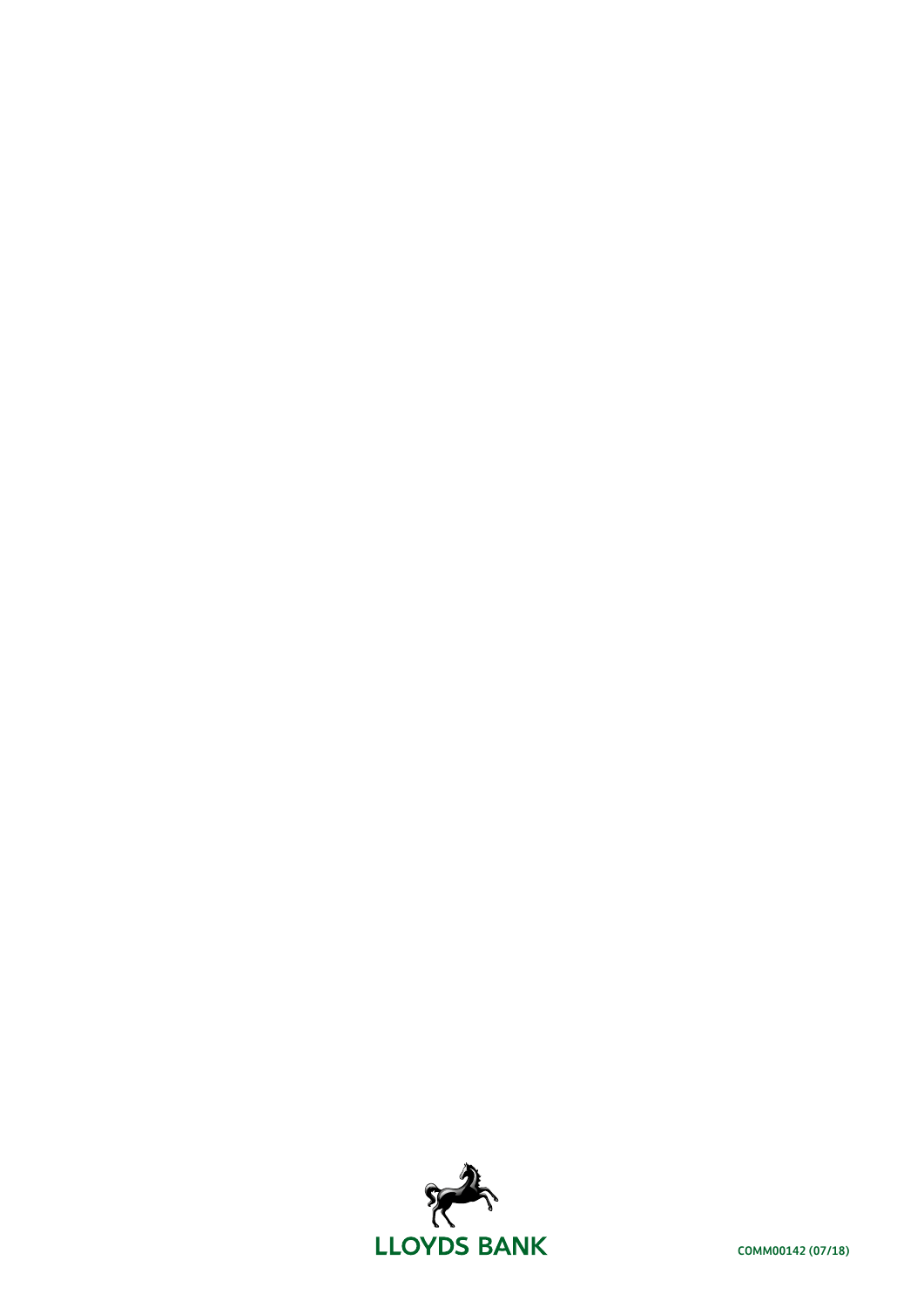LLOYDS BANK

COMM00142 (07/18)